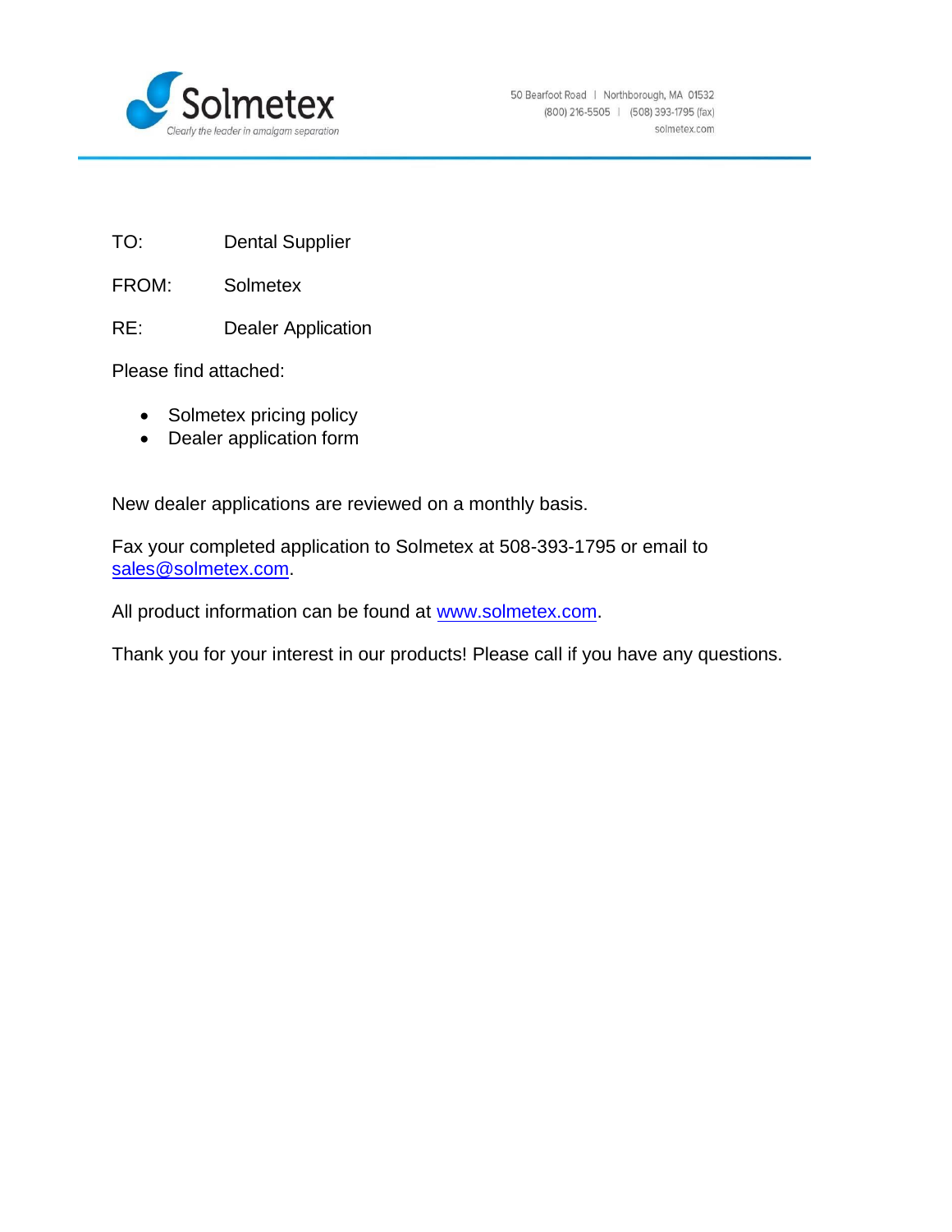Solmetex

*Clearly the leader in amalgam separation*

50 Bearfoot Road | Northborough, MA 01532
(800) 216-5505 | (508) 393-1795 (fax)
solmetex.com

TO: Dental Supplier

FROM: Solmetex

RE: Dealer Application

Please find attached:

- Solmetex pricing policy
- Dealer application form

New dealer applications are reviewed on a monthly basis.

Fax your completed application to Solmetex at 508-393-1795 or email to sales@solmetex.com.

All product information can be found at www.solmetex.com.

Thank you for your interest in our products! Please call if you have any questions.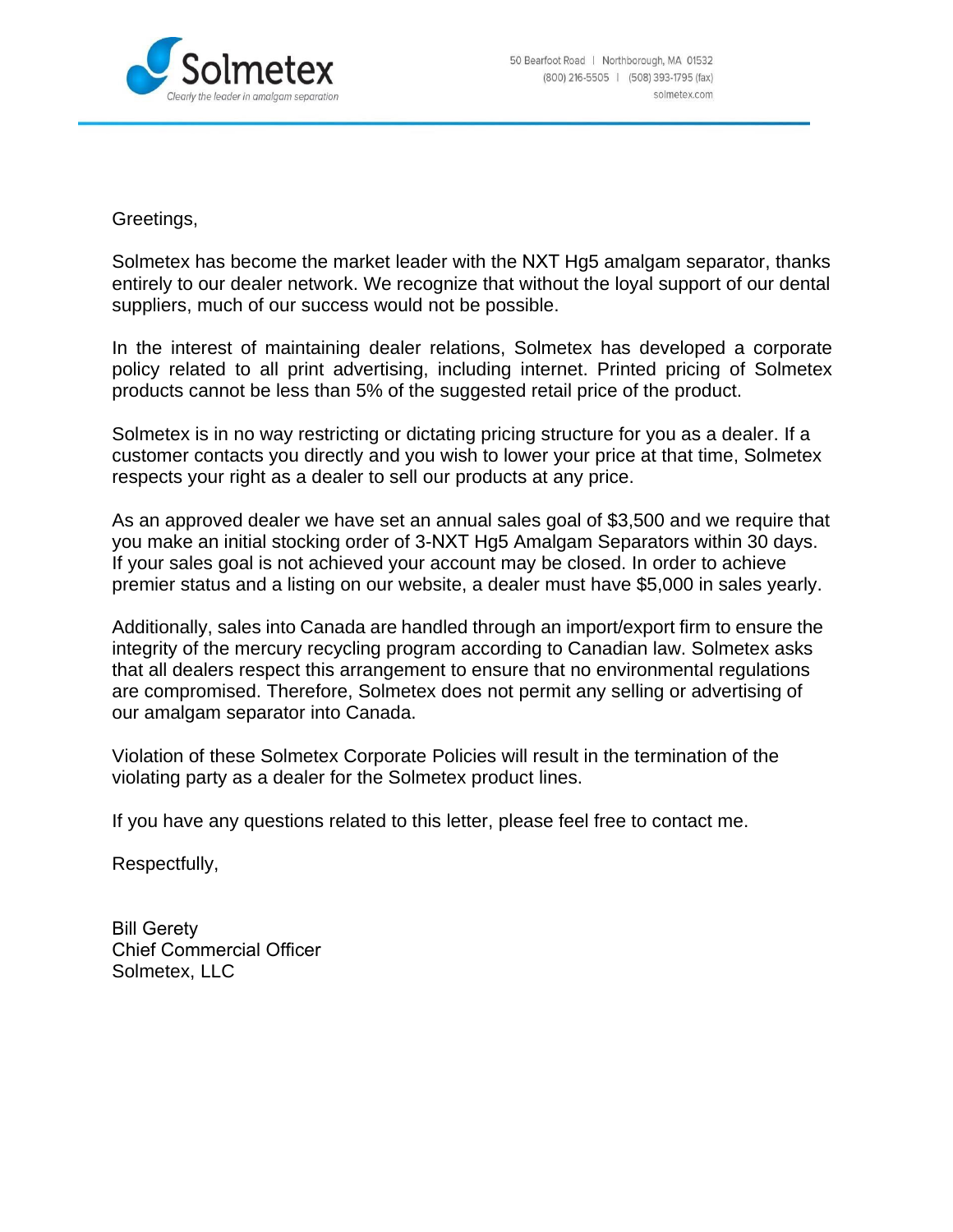Solmetex

*Clearly the leader in amalgam separation*

50 Bearfoot Road | Northborough, MA 01532
(800) 216-5505 | (508) 393-1795 (fax)
solmetex.com

Greetings,

Solmetex has become the market leader with the NXT Hg5 amalgam separator, thanks entirely to our dealer network. We recognize that without the loyal support of our dental suppliers, much of our success would not be possible.

In the interest of maintaining dealer relations, Solmetex has developed a corporate policy related to all print advertising, including internet. Printed pricing of Solmetex products cannot be less than 5% of the suggested retail price of the product.

Solmetex is in no way restricting or dictating pricing structure for you as a dealer. If a customer contacts you directly and you wish to lower your price at that time, Solmetex respects your right as a dealer to sell our products at any price.

As an approved dealer we have set an annual sales goal of $3,500 and we require that you make an initial stocking order of 3-NXT Hg5 Amalgam Separators within 30 days. If your sales goal is not achieved your account may be closed. In order to achieve premier status and a listing on our website, a dealer must have $5,000 in sales yearly.

Additionally, sales into Canada are handled through an import/export firm to ensure the integrity of the mercury recycling program according to Canadian law. Solmetex asks that all dealers respect this arrangement to ensure that no environmental regulations are compromised. Therefore, Solmetex does not permit any selling or advertising of our amalgam separator into Canada.

Violation of these Solmetex Corporate Policies will result in the termination of the violating party as a dealer for the Solmetex product lines.

If you have any questions related to this letter, please feel free to contact me.

Respectfully,

Bill Gerety
Chief Commercial Officer
Solmetex, LLC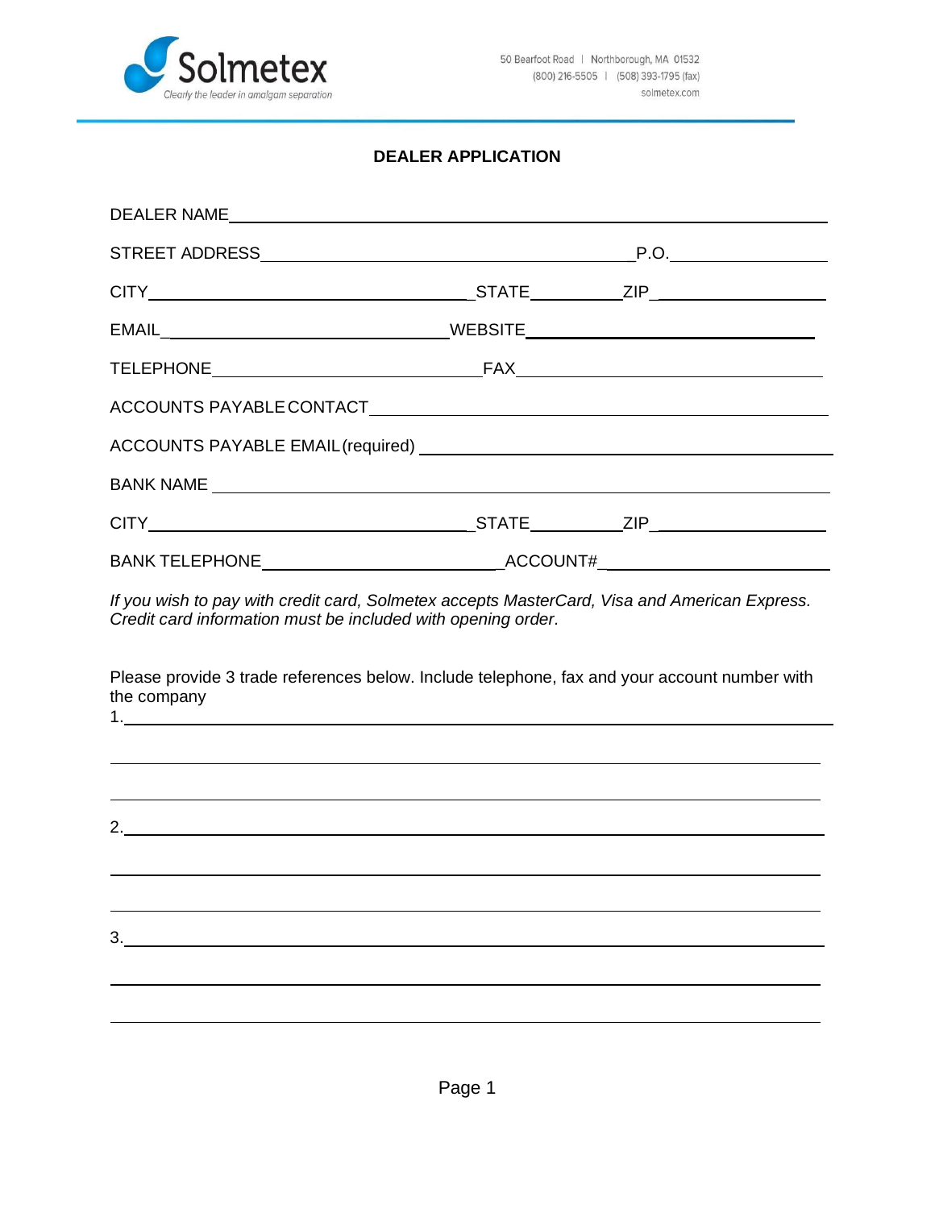Solmetex

Clearly the leader in amalgam separation

50 Bearfoot Road | Northborough, MA 01532
(800) 216-5505 | (508) 393-1795 (fax)
solmetex.com

## DEALER APPLICATION

DEALER NAME\_\_\_\_\_\_\_\_\_\_\_\_\_\_\_\_\_\_\_\_\_\_\_\_\_\_\_\_\_\_\_\_\_\_\_\_\_\_\_\_\_\_\_\_

STREET ADDRESS\_\_\_\_\_\_\_\_\_\_\_\_\_\_\_\_\_\_\_\_\_\_\_\_\_\_\_\_P.O.\_\_\_\_\_\_\_\_\_\_

CITY\_\_\_\_\_\_\_\_\_\_\_\_\_\_\_\_\_\_\_\_\_\_STATE\_\_\_\_\_\_ZIP\_\_\_\_\_\_\_\_\_\_

EMAIL\_\_\_\_\_\_\_\_\_\_\_\_\_\_\_\_\_\_\_\_WEBSITE\_\_\_\_\_\_\_\_\_\_\_\_\_\_\_\_\_\_\_\_

TELEPHONE\_\_\_\_\_\_\_\_\_\_\_\_\_\_\_\_\_\_\_\_FAX\_\_\_\_\_\_\_\_\_\_\_\_\_\_\_\_\_\_\_\_

ACCOUNTS PAYABLE CONTACT\_\_\_\_\_\_\_\_\_\_\_\_\_\_\_\_\_\_\_\_\_\_\_\_\_\_\_\_\_\_

ACCOUNTS PAYABLE EMAIL (required) \_\_\_\_\_\_\_\_\_\_\_\_\_\_\_\_\_\_\_\_\_\_\_\_\_\_

BANK NAME \_\_\_\_\_\_\_\_\_\_\_\_\_\_\_\_\_\_\_\_\_\_\_\_\_\_\_\_\_\_\_\_\_\_\_\_\_\_\_\_\_\_\_\_

CITY\_\_\_\_\_\_\_\_\_\_\_\_\_\_\_\_\_\_\_\_\_\_STATE\_\_\_\_\_\_ZIP\_\_\_\_\_\_\_\_\_\_

BANK TELEPHONE\_\_\_\_\_\_\_\_\_\_\_\_\_\_\_\_\_\_\_\_ACCOUNT#\_\_\_\_\_\_\_\_\_\_\_\_\_\_\_\_

*If you wish to pay with credit card, Solmetex accepts MasterCard, Visa and American Express. Credit card information must be included with opening order.*

Please provide 3 trade references below. Include telephone, fax and your account number with the company

1.\_\_\_\_\_\_\_\_\_\_\_\_\_\_\_\_\_\_\_\_\_\_\_\_\_\_\_\_\_\_\_\_\_\_\_\_\_\_\_\_\_\_\_\_\_\_\_\_\_\_\_\_

\_\_\_\_\_\_\_\_\_\_\_\_\_\_\_\_\_\_\_\_\_\_\_\_\_\_\_\_\_\_\_\_\_\_\_\_\_\_\_\_\_\_\_\_\_\_\_\_\_\_\_\_\_\_

\_\_\_\_\_\_\_\_\_\_\_\_\_\_\_\_\_\_\_\_\_\_\_\_\_\_\_\_\_\_\_\_\_\_\_\_\_\_\_\_\_\_\_\_\_\_\_\_\_\_\_\_\_\_

2.\_\_\_\_\_\_\_\_\_\_\_\_\_\_\_\_\_\_\_\_\_\_\_\_\_\_\_\_\_\_\_\_\_\_\_\_\_\_\_\_\_\_\_\_\_\_\_\_\_\_\_\_

\_\_\_\_\_\_\_\_\_\_\_\_\_\_\_\_\_\_\_\_\_\_\_\_\_\_\_\_\_\_\_\_\_\_\_\_\_\_\_\_\_\_\_\_\_\_\_\_\_\_\_\_\_\_

\_\_\_\_\_\_\_\_\_\_\_\_\_\_\_\_\_\_\_\_\_\_\_\_\_\_\_\_\_\_\_\_\_\_\_\_\_\_\_\_\_\_\_\_\_\_\_\_\_\_\_\_\_\_

3.\_\_\_\_\_\_\_\_\_\_\_\_\_\_\_\_\_\_\_\_\_\_\_\_\_\_\_\_\_\_\_\_\_\_\_\_\_\_\_\_\_\_\_\_\_\_\_\_\_\_\_\_

\_\_\_\_\_\_\_\_\_\_\_\_\_\_\_\_\_\_\_\_\_\_\_\_\_\_\_\_\_\_\_\_\_\_\_\_\_\_\_\_\_\_\_\_\_\_\_\_\_\_\_\_\_\_

\_\_\_\_\_\_\_\_\_\_\_\_\_\_\_\_\_\_\_\_\_\_\_\_\_\_\_\_\_\_\_\_\_\_\_\_\_\_\_\_\_\_\_\_\_\_\_\_\_\_\_\_\_\_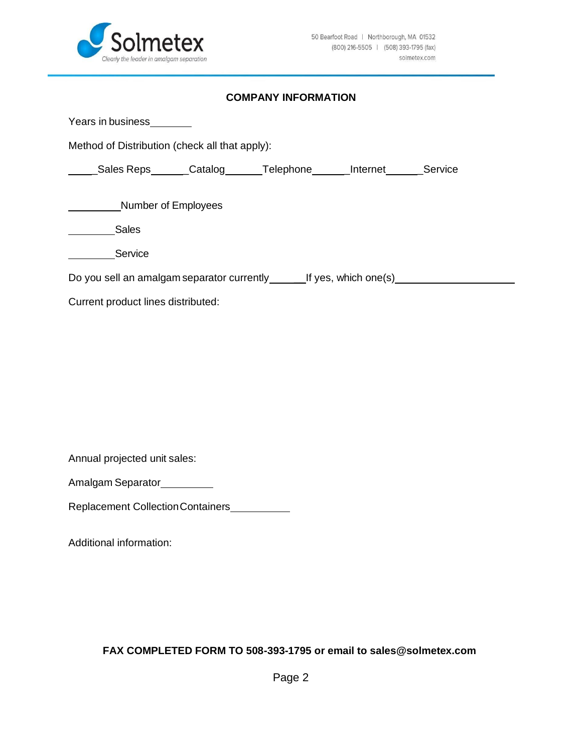Solmetex

Clearly the leader in amalgam separation

50 Bearfoot Road | Northborough, MA 01532
(800) 216-5505 | (508) 393-1795 (fax)
solmetex.com

## COMPANY INFORMATION

Years in business________

Method of Distribution (check all that apply):

_____Sales Reps______Catalog______Telephone______Internet______Service

__________Number of Employees

_________Sales

_________Service

Do you sell an amalgam separator currently______If yes, which one(s)____________________

Current product lines distributed:

Annual projected unit sales:

Amalgam Separator__________

Replacement Collection Containers___________

Additional information:

**FAX COMPLETED FORM TO 508-393-1795 or email to sales@solmetex.com**